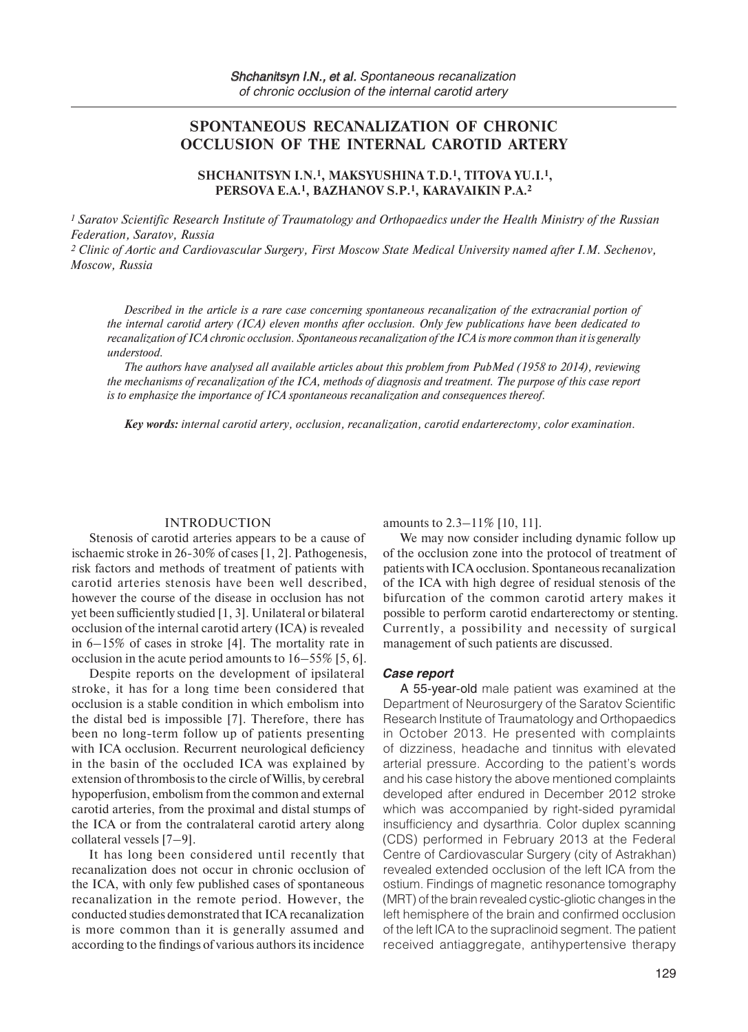# SPONTANEOUS RECANALIZATION OF CHRONIC OCCLUSION OF THE INTERNAL CAROTID ARTERY

**SHCHANITSYN I.N.[1], MAKSYUSHINA T.D.[1], TITOVA YU.I.[1], PERSOVA E.A.[1], BAZHANOV S.P.[1], KARAVAIKIN P.A.[2]**

*[1] Saratov Scientific Research Institute of Traumatology and Orthopaedics under the Health Ministry of the Russian Federation, Saratov, Russia*

*[2] Clinic of Aortic and Cardiovascular Surgery, First Moscow State Medical University named after I.M. Sechenov, Moscow, Russia*

*Described in the article is a rare case concerning spontaneous recanalization of the extracranial portion of the internal carotid artery (ICA) eleven months after occlusion. Only few publications have been dedicated to recanalization of ICA chronic occlusion. Spontaneous recanalization of the ICA is more common than it is generally understood.*

*The authors have analysed all available articles about this problem from PubMed (1958 to 2014), reviewing the mechanisms of recanalization of the ICA, methods of diagnosis and treatment. The purpose of this case report is to emphasize the importance of ICA spontaneous recanalization and consequences thereof.*

***Key words:** internal carotid artery, occlusion, recanalization, carotid endarterectomy, color examination.*

## INTRODUCTION

Stenosis of carotid arteries appears to be a cause of ischaemic stroke in 26-30% of cases [1, 2]. Pathogenesis, risk factors and methods of treatment of patients with carotid arteries stenosis have been well described, however the course of the disease in occlusion has not yet been sufficiently studied [1, 3]. Unilateral or bilateral occlusion of the internal carotid artery (ICA) is revealed in 6–15% of cases in stroke [4]. The mortality rate in occlusion in the acute period amounts to 16–55% [5, 6].

Despite reports on the development of ipsilateral stroke, it has for a long time been considered that occlusion is a stable condition in which embolism into the distal bed is impossible [7]. Therefore, there has been no long-term follow up of patients presenting with ICA occlusion. Recurrent neurological deficiency in the basin of the occluded ICA was explained by extension of thrombosis to the circle of Willis, by cerebral hypoperfusion, embolism from the common and external carotid arteries, from the proximal and distal stumps of the ICA or from the contralateral carotid artery along collateral vessels [7–9].

It has long been considered until recently that recanalization does not occur in chronic occlusion of the ICA, with only few published cases of spontaneous recanalization in the remote period. However, the conducted studies demonstrated that ICA recanalization is more common than it is generally assumed and according to the findings of various authors its incidence amounts to 2.3–11% [10, 11].

We may now consider including dynamic follow up of the occlusion zone into the protocol of treatment of patients with ICA occlusion. Spontaneous recanalization of the ICA with high degree of residual stenosis of the bifurcation of the common carotid artery makes it possible to perform carotid endarterectomy or stenting. Currently, a possibility and necessity of surgical management of such patients are discussed.

### *Case report*

A 55-year-old male patient was examined at the Department of Neurosurgery of the Saratov Scientific Research Institute of Traumatology and Orthopaedics in October 2013. He presented with complaints of dizziness, headache and tinnitus with elevated arterial pressure. According to the patient's words and his case history the above mentioned complaints developed after endured in December 2012 stroke which was accompanied by right-sided pyramidal insufficiency and dysarthria. Color duplex scanning (CDS) performed in February 2013 at the Federal Centre of Cardiovascular Surgery (city of Astrakhan) revealed extended occlusion of the left ICA from the ostium. Findings of magnetic resonance tomography (MRT) of the brain revealed cystic-gliotic changes in the left hemisphere of the brain and confirmed occlusion of the left ICA to the supraclinoid segment. The patient received antiaggregate, antihypertensive therapy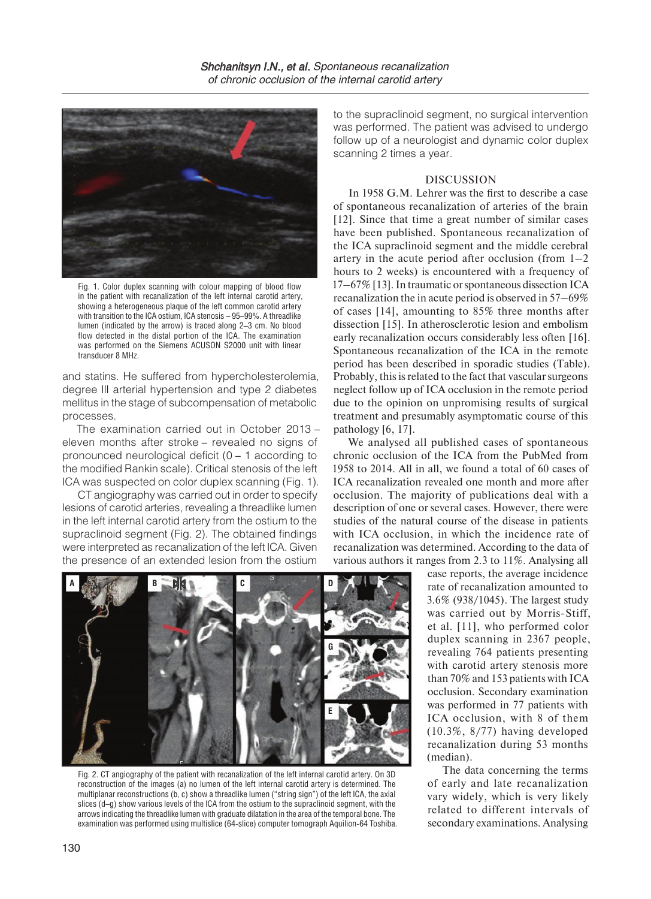Fig. 1. Color duplex scanning with colour mapping of blood flow in the patient with recanalization of the left internal carotid artery, showing a heterogeneous plaque of the left common carotid artery with transition to the ICA ostium, ICA stenosis – 95–99%. A threadlike lumen (indicated by the arrow) is traced along 2–3 cm. No blood flow detected in the distal portion of the ICA. The examination was performed on the Siemens ACUSON S2000 unit with linear transducer 8 MHz.

and statins. He suffered from hypercholesterolemia, degree III arterial hypertension and type 2 diabetes mellitus in the stage of subcompensation of metabolic processes.

The examination carried out in October 2013 – eleven months after stroke – revealed no signs of pronounced neurological deficit (0 – 1 according to the modified Rankin scale). Critical stenosis of the left ICA was suspected on color duplex scanning (Fig. 1).

CT angiography was carried out in order to specify lesions of carotid arteries, revealing a threadlike lumen in the left internal carotid artery from the ostium to the supraclinoid segment (Fig. 2). The obtained findings were interpreted as recanalization of the left ICA. Given the presence of an extended lesion from the ostium to the supraclinoid segment, no surgical intervention was performed. The patient was advised to undergo follow up of a neurologist and dynamic color duplex scanning 2 times a year.

## DISCUSSION

In 1958 G.M. Lehrer was the first to describe a case of spontaneous recanalization of arteries of the brain [12]. Since that time a great number of similar cases have been published. Spontaneous recanalization of the ICA supraclinoid segment and the middle cerebral artery in the acute period after occlusion (from 1–2 hours to 2 weeks) is encountered with a frequency of 17–67% [13]. In traumatic or spontaneous dissection ICA recanalization the in acute period is observed in 57–69% of cases [14], amounting to 85% three months after dissection [15]. In atherosclerotic lesion and embolism early recanalization occurs considerably less often [16]. Spontaneous recanalization of the ICA in the remote period has been described in sporadic studies (Table). Probably, this is related to the fact that vascular surgeons neglect follow up of ICA occlusion in the remote period due to the opinion on unpromising results of surgical treatment and presumably asymptomatic course of this pathology [6, 17].

We analysed all published cases of spontaneous chronic occlusion of the ICA from the PubMed from 1958 to 2014. All in all, we found a total of 60 cases of ICA recanalization revealed one month and more after occlusion. The majority of publications deal with a description of one or several cases. However, there were studies of the natural course of the disease in patients with ICA occlusion, in which the incidence rate of recanalization was determined. According to the data of various authors it ranges from 2.3 to 11%. Analysing all case reports, the average incidence rate of recanalization amounted to 3.6% (938/1045). The largest study was carried out by Morris-Stiff, et al. [11], who performed color duplex scanning in 2367 people, revealing 764 patients presenting with carotid artery stenosis more than 70% and 153 patients with ICA occlusion. Secondary examination was performed in 77 patients with ICA occlusion, with 8 of them (10.3%, 8/77) having developed recanalization during 53 months (median).

Fig. 2. CT angiography of the patient with recanalization of the left internal carotid artery. On 3D reconstruction of the images (a) no lumen of the left internal carotid artery is determined. The multiplanar reconstructions (b, c) show a threadlike lumen ("string sign") of the left ICA, the axial slices (d–g) show various levels of the ICA from the ostium to the supraclinoid segment, with the arrows indicating the threadlike lumen with graduate dilatation in the area of the temporal bone. The examination was performed using multislice (64-slice) computer tomograph Aquilion-64 Toshiba.

The data concerning the terms of early and late recanalization vary widely, which is very likely related to different intervals of secondary examinations. Analysing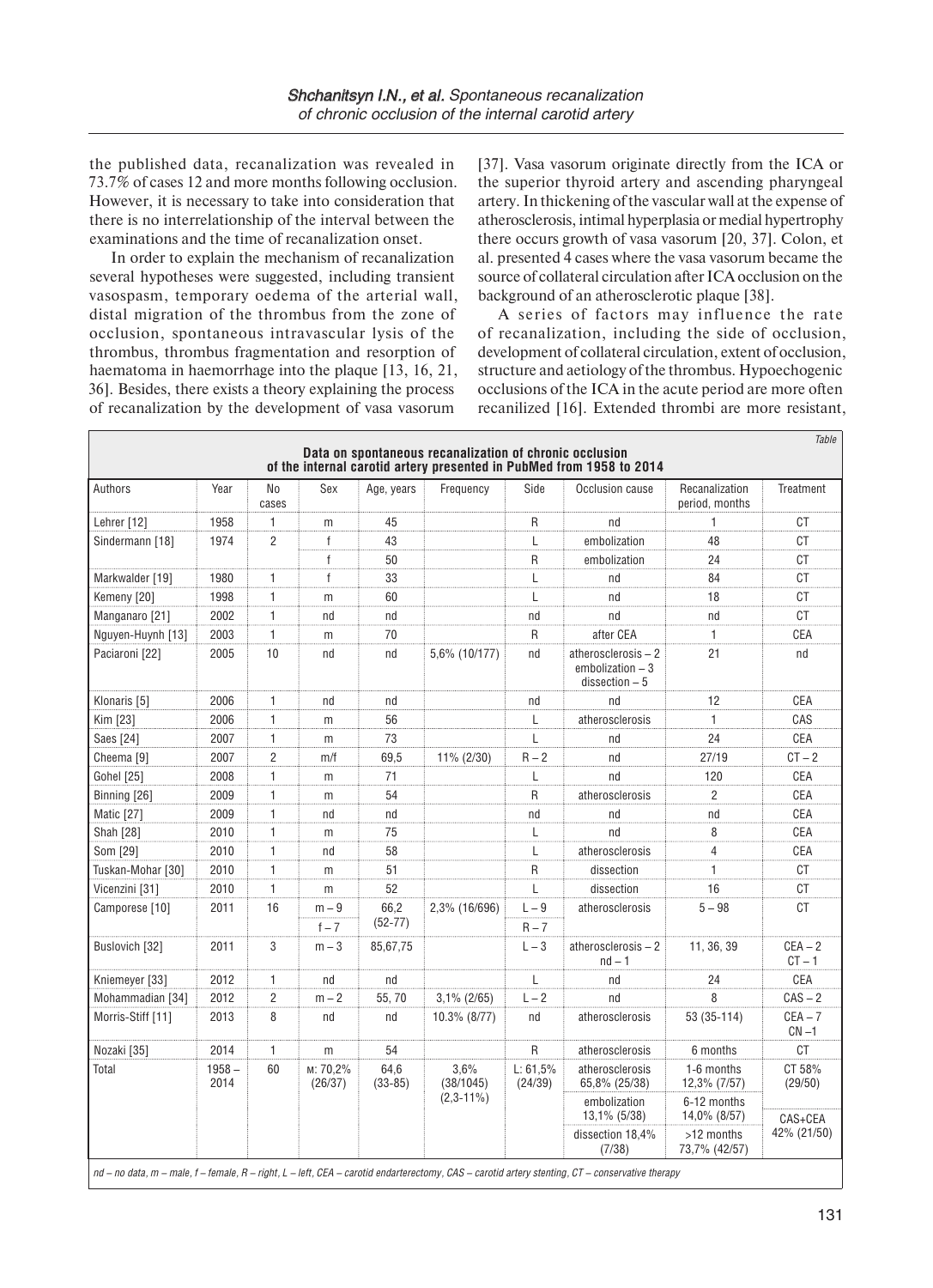the published data, recanalization was revealed in 73.7% of cases 12 and more months following occlusion. However, it is necessary to take into consideration that there is no interrelationship of the interval between the examinations and the time of recanalization onset.

In order to explain the mechanism of recanalization several hypotheses were suggested, including transient vasospasm, temporary oedema of the arterial wall, distal migration of the thrombus from the zone of occlusion, spontaneous intravascular lysis of the thrombus, thrombus fragmentation and resorption of haematoma in haemorrhage into the plaque [13, 16, 21, 36]. Besides, there exists a theory explaining the process of recanalization by the development of vasa vasorum [37]. Vasa vasorum originate directly from the ICA or the superior thyroid artery and ascending pharyngeal artery. In thickening of the vascular wall at the expense of atherosclerosis, intimal hyperplasia or medial hypertrophy there occurs growth of vasa vasorum [20, 37]. Colon, et al. presented 4 cases where the vasa vasorum became the source of collateral circulation after ICA occlusion on the background of an atherosclerotic plaque [38].

A series of factors may influence the rate of recanalization, including the side of occlusion, development of collateral circulation, extent of occlusion, structure and aetiology of the thrombus. Hypoechogenic occlusions of the ICA in the acute period are more often recanilized [16]. Extended thrombi are more resistant,

*Table*

**Data on spontaneous recanalization of chronic occlusion of the internal carotid artery presented in PubMed from 1958 to 2014**

| Authors | Year | No cases | Sex | Age, years | Frequency | Side | Occlusion cause | Recanalization period, months | Treatment |
|---|---|---|---|---|---|---|---|---|---|
| Lehrer [12] | 1958 | 1 | m | 45 | | R | nd | 1 | CT |
| Sindermann [18] | 1974 | 2 | f | 43 | | L | embolization | 48 | CT |
| | | | f | 50 | | R | embolization | 24 | CT |
| Markwalder [19] | 1980 | 1 | f | 33 | | L | nd | 84 | CT |
| Kemeny [20] | 1998 | 1 | m | 60 | | L | nd | 18 | CT |
| Manganaro [21] | 2002 | 1 | nd | nd | | nd | nd | nd | CT |
| Nguyen-Huynh [13] | 2003 | 1 | m | 70 | | R | after CEA | 1 | CEA |
| Paciaroni [22] | 2005 | 10 | nd | nd | 5,6% (10/177) | nd | atherosclerosis – 2<br>embolization – 3<br>dissection – 5 | 21 | nd |
| Klonaris [5] | 2006 | 1 | nd | nd | | nd | nd | 12 | CEA |
| Kim [23] | 2006 | 1 | m | 56 | | L | atherosclerosis | 1 | CAS |
| Saes [24] | 2007 | 1 | m | 73 | | L | nd | 24 | CEA |
| Cheema [9] | 2007 | 2 | m/f | 69,5 | 11% (2/30) | R – 2 | nd | 27/19 | CT – 2 |
| Gohel [25] | 2008 | 1 | m | 71 | | L | nd | 120 | CEA |
| Binning [26] | 2009 | 1 | m | 54 | | R | atherosclerosis | 2 | CEA |
| Matic [27] | 2009 | 1 | nd | nd | | nd | nd | nd | CEA |
| Shah [28] | 2010 | 1 | m | 75 | | L | nd | 8 | CEA |
| Som [29] | 2010 | 1 | nd | 58 | | L | atherosclerosis | 4 | CEA |
| Tuskan-Mohar [30] | 2010 | 1 | m | 51 | | R | dissection | 1 | CT |
| Vicenzini [31] | 2010 | 1 | m | 52 | | L | dissection | 16 | CT |
| Camporese [10] | 2011 | 16 | m – 9<br>f – 7 | 66,2<br>(52-77) | 2,3% (16/696) | L – 9<br>R – 7 | atherosclerosis | 5 – 98 | CT |
| Buslovich [32] | 2011 | 3 | m – 3 | 85,67,75 | | L – 3 | atherosclerosis – 2<br>nd – 1 | 11, 36, 39 | CEA – 2<br>CT – 1 |
| Kniemeyer [33] | 2012 | 1 | nd | nd | | L | nd | 24 | CEA |
| Mohammadian [34] | 2012 | 2 | m – 2 | 55, 70 | 3,1% (2/65) | L – 2 | nd | 8 | CAS – 2 |
| Morris-Stiff [11] | 2013 | 8 | nd | nd | 10.3% (8/77) | nd | atherosclerosis | 53 (35-114) | CEA – 7<br>CN –1 |
| Nozaki [35] | 2014 | 1 | m | 54 | | R | atherosclerosis | 6 months | CT |
| Total | 1958 – 2014 | 60 | м: 70,2% (26/37) | 64,6 (33-85) | 3,6% (38/1045) (2,3-11%) | L: 61,5% (24/39) | atherosclerosis 65,8% (25/38)<br>embolization 13,1% (5/38)<br>dissection 18,4% (7/38) | 1-6 months 12,3% (7/57)<br>6-12 months 14,0% (8/57)<br>>12 months 73,7% (42/57) | CT 58% (29/50)<br>CAS+CEA 42% (21/50) |

*nd – no data, m – male, f – female, R – right, L – left, CEA – carotid endarterectomy, CAS – carotid artery stenting, CT – conservative therapy*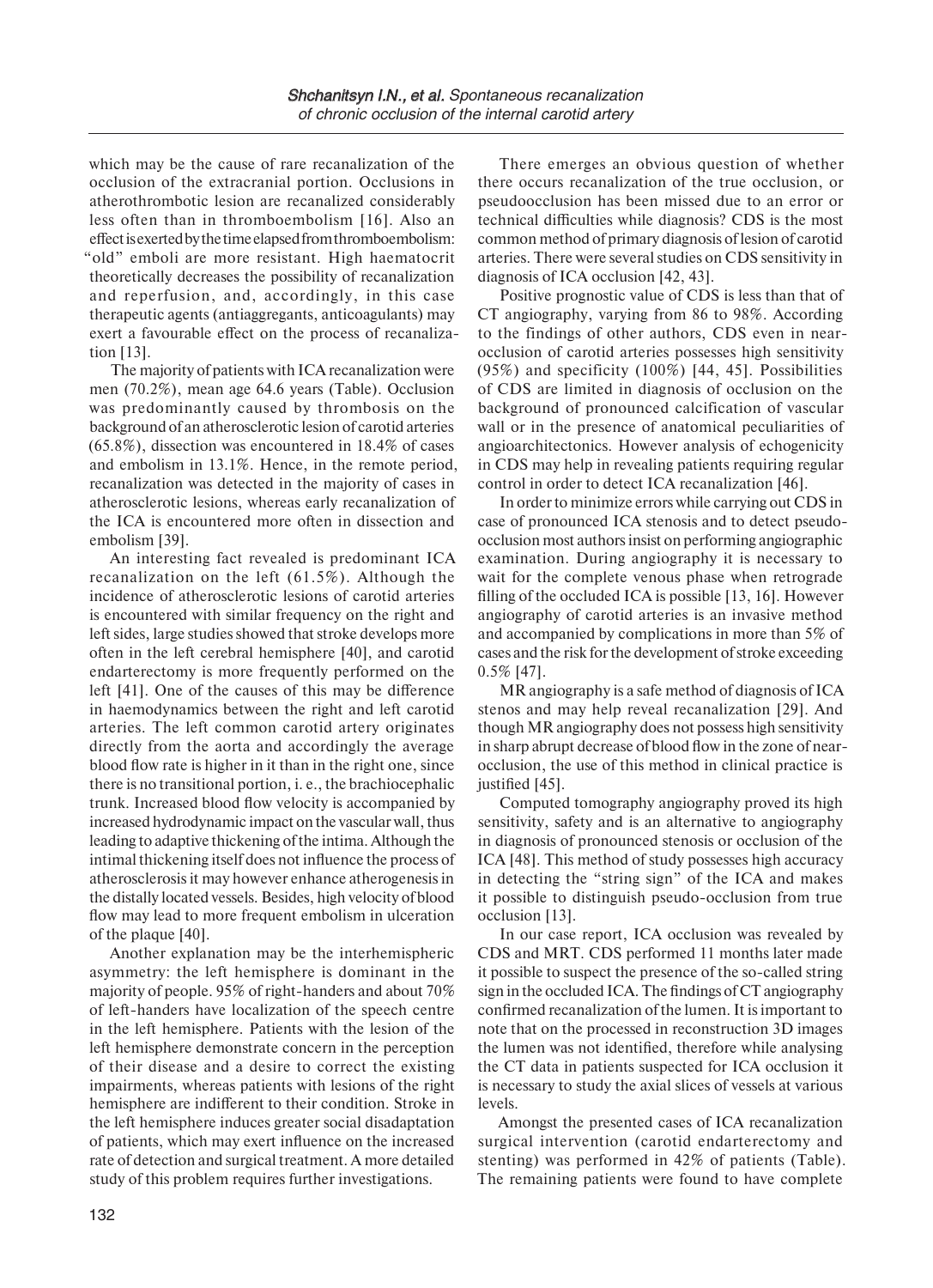which may be the cause of rare recanalization of the occlusion of the extracranial portion. Occlusions in atherothrombotic lesion are recanalized considerably less often than in thromboembolism [16]. Also an effect is exerted by the time elapsed from thromboembolism: "old" emboli are more resistant. High haematocrit theoretically decreases the possibility of recanalization and reperfusion, and, accordingly, in this case therapeutic agents (antiaggregants, anticoagulants) may exert a favourable effect on the process of recanalization [13].

The majority of patients with ICA recanalization were men (70.2%), mean age 64.6 years (Table). Occlusion was predominantly caused by thrombosis on the background of an atherosclerotic lesion of carotid arteries (65.8%), dissection was encountered in 18.4% of cases and embolism in 13.1%. Hence, in the remote period, recanalization was detected in the majority of cases in atherosclerotic lesions, whereas early recanalization of the ICA is encountered more often in dissection and embolism [39].

An interesting fact revealed is predominant ICA recanalization on the left (61.5%). Although the incidence of atherosclerotic lesions of carotid arteries is encountered with similar frequency on the right and left sides, large studies showed that stroke develops more often in the left cerebral hemisphere [40], and carotid endarterectomy is more frequently performed on the left [41]. One of the causes of this may be difference in haemodynamics between the right and left carotid arteries. The left common carotid artery originates directly from the aorta and accordingly the average blood flow rate is higher in it than in the right one, since there is no transitional portion, i. e., the brachiocephalic trunk. Increased blood flow velocity is accompanied by increased hydrodynamic impact on the vascular wall, thus leading to adaptive thickening of the intima. Although the intimal thickening itself does not influence the process of atherosclerosis it may however enhance atherogenesis in the distally located vessels. Besides, high velocity of blood flow may lead to more frequent embolism in ulceration of the plaque [40].

Another explanation may be the interhemispheric asymmetry: the left hemisphere is dominant in the majority of people. 95% of right-handers and about 70% of left-handers have localization of the speech centre in the left hemisphere. Patients with the lesion of the left hemisphere demonstrate concern in the perception of their disease and a desire to correct the existing impairments, whereas patients with lesions of the right hemisphere are indifferent to their condition. Stroke in the left hemisphere induces greater social disadaptation of patients, which may exert influence on the increased rate of detection and surgical treatment. A more detailed study of this problem requires further investigations.

There emerges an obvious question of whether there occurs recanalization of the true occlusion, or pseudoocclusion has been missed due to an error or technical difficulties while diagnosis? CDS is the most common method of primary diagnosis of lesion of carotid arteries. There were several studies on CDS sensitivity in diagnosis of ICA occlusion [42, 43].

Positive prognostic value of CDS is less than that of CT angiography, varying from 86 to 98%. According to the findings of other authors, CDS even in near-occlusion of carotid arteries possesses high sensitivity (95%) and specificity (100%) [44, 45]. Possibilities of CDS are limited in diagnosis of occlusion on the background of pronounced calcification of vascular wall or in the presence of anatomical peculiarities of angioarchitectonics. However analysis of echogenicity in CDS may help in revealing patients requiring regular control in order to detect ICA recanalization [46].

In order to minimize errors while carrying out CDS in case of pronounced ICA stenosis and to detect pseudo-occlusion most authors insist on performing angiographic examination. During angiography it is necessary to wait for the complete venous phase when retrograde filling of the occluded ICA is possible [13, 16]. However angiography of carotid arteries is an invasive method and accompanied by complications in more than 5% of cases and the risk for the development of stroke exceeding 0.5% [47].

MR angiography is a safe method of diagnosis of ICA stenos and may help reveal recanalization [29]. And though MR angiography does not possess high sensitivity in sharp abrupt decrease of blood flow in the zone of near-occlusion, the use of this method in clinical practice is justified [45].

Computed tomography angiography proved its high sensitivity, safety and is an alternative to angiography in diagnosis of pronounced stenosis or occlusion of the ICA [48]. This method of study possesses high accuracy in detecting the "string sign" of the ICA and makes it possible to distinguish pseudo-occlusion from true occlusion [13].

In our case report, ICA occlusion was revealed by CDS and MRT. CDS performed 11 months later made it possible to suspect the presence of the so-called string sign in the occluded ICA. The findings of CT angiography confirmed recanalization of the lumen. It is important to note that on the processed in reconstruction 3D images the lumen was not identified, therefore while analysing the CT data in patients suspected for ICA occlusion it is necessary to study the axial slices of vessels at various levels.

Amongst the presented cases of ICA recanalization surgical intervention (carotid endarterectomy and stenting) was performed in 42% of patients (Table). The remaining patients were found to have complete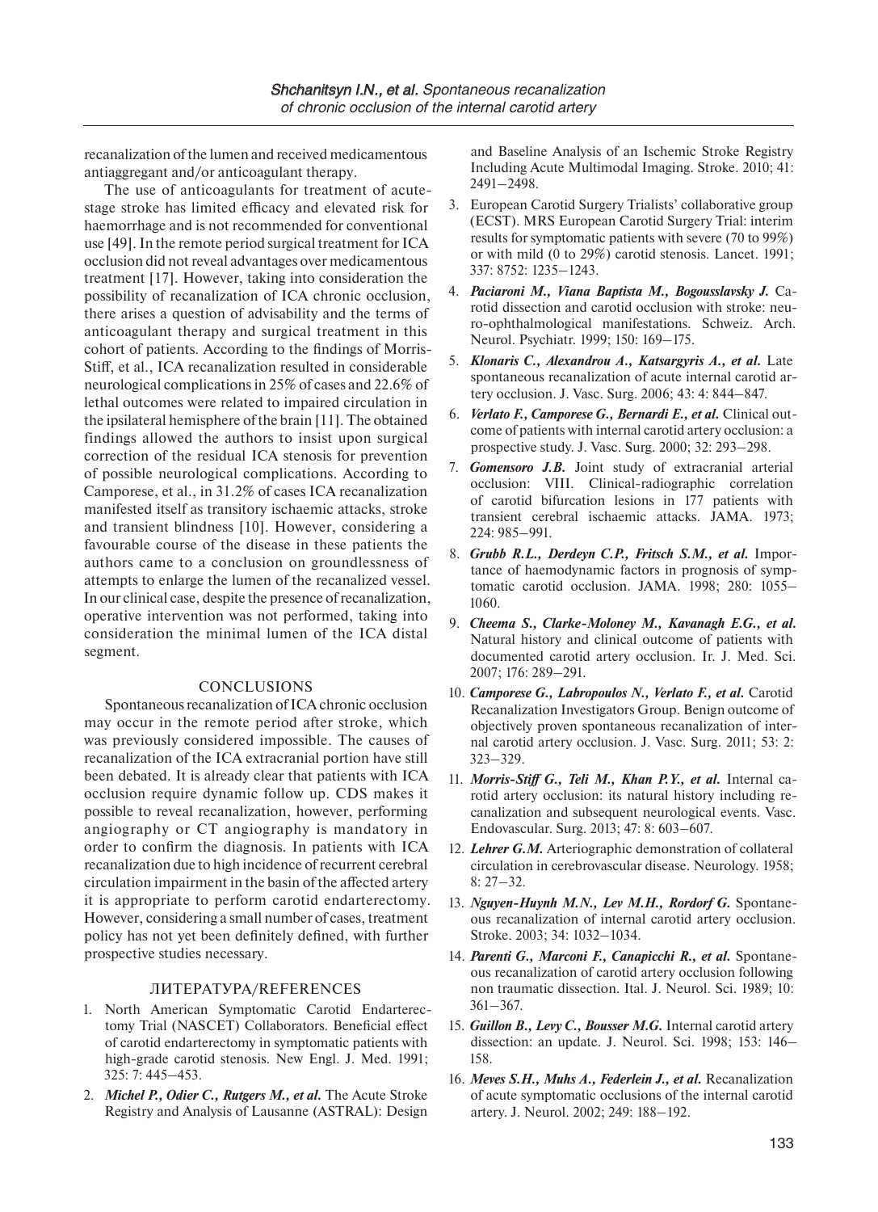recanalization of the lumen and received medicamentous antiaggregant and/or anticoagulant therapy.

The use of anticoagulants for treatment of acute-stage stroke has limited efficacy and elevated risk for haemorrhage and is not recommended for conventional use [49]. In the remote period surgical treatment for ICA occlusion did not reveal advantages over medicamentous treatment [17]. However, taking into consideration the possibility of recanalization of ICA chronic occlusion, there arises a question of advisability and the terms of anticoagulant therapy and surgical treatment in this cohort of patients. According to the findings of Morris-Stiff, et al., ICA recanalization resulted in considerable neurological complications in 25% of cases and 22.6% of lethal outcomes were related to impaired circulation in the ipsilateral hemisphere of the brain [11]. The obtained findings allowed the authors to insist upon surgical correction of the residual ICA stenosis for prevention of possible neurological complications. According to Camporese, et al., in 31.2% of cases ICA recanalization manifested itself as transitory ischaemic attacks, stroke and transient blindness [10]. However, considering a favourable course of the disease in these patients the authors came to a conclusion on groundlessness of attempts to enlarge the lumen of the recanalized vessel. In our clinical case, despite the presence of recanalization, operative intervention was not performed, taking into consideration the minimal lumen of the ICA distal segment.

## CONCLUSIONS

Spontaneous recanalization of ICA chronic occlusion may occur in the remote period after stroke, which was previously considered impossible. The causes of recanalization of the ICA extracranial portion have still been debated. It is already clear that patients with ICA occlusion require dynamic follow up. CDS makes it possible to reveal recanalization, however, performing angiography or CT angiography is mandatory in order to confirm the diagnosis. In patients with ICA recanalization due to high incidence of recurrent cerebral circulation impairment in the basin of the affected artery it is appropriate to perform carotid endarterectomy. However, considering a small number of cases, treatment policy has not yet been definitely defined, with further prospective studies necessary.

## ЛИТЕРАТУРА/REFERENCES

1. North American Symptomatic Carotid Endarterectomy Trial (NASCET) Collaborators. Beneficial effect of carotid endarterectomy in symptomatic patients with high-grade carotid stenosis. New Engl. J. Med. 1991; 325: 7: 445–453.
2. ***Michel P., Odier C., Rutgers M., et al.*** The Acute Stroke Registry and Analysis of Lausanne (ASTRAL): Design and Baseline Analysis of an Ischemic Stroke Registry Including Acute Multimodal Imaging. Stroke. 2010; 41: 2491–2498.
3. European Carotid Surgery Trialists' collaborative group (ECST). MRS European Carotid Surgery Trial: interim results for symptomatic patients with severe (70 to 99%) or with mild (0 to 29%) carotid stenosis. Lancet. 1991; 337: 8752: 1235–1243.
4. ***Paciaroni M., Viana Baptista M., Bogousslavsky J.*** Carotid dissection and carotid occlusion with stroke: neuro-ophthalmological manifestations. Schweiz. Arch. Neurol. Psychiatr. 1999; 150: 169–175.
5. ***Klonaris C., Alexandrou A., Katsargyris A., et al.*** Late spontaneous recanalization of acute internal carotid artery occlusion. J. Vasc. Surg. 2006; 43: 4: 844–847.
6. ***Verlato F., Camporese G., Bernardi E., et al.*** Clinical outcome of patients with internal carotid artery occlusion: a prospective study. J. Vasc. Surg. 2000; 32: 293–298.
7. ***Gomensoro J.B.*** Joint study of extracranial arterial occlusion: VIII. Clinical-radiographic correlation of carotid bifurcation lesions in 177 patients with transient cerebral ischaemic attacks. JAMA. 1973; 224: 985–991.
8. ***Grubb R.L., Derdeyn C.P., Fritsch S.M., et al.*** Importance of haemodynamic factors in prognosis of symptomatic carotid occlusion. JAMA. 1998; 280: 1055–1060.
9. ***Cheema S., Clarke-Moloney M., Kavanagh E.G., et al.*** Natural history and clinical outcome of patients with documented carotid artery occlusion. Ir. J. Med. Sci. 2007; 176: 289–291.
10. ***Camporese G., Labropoulos N., Verlato F., et al.*** Carotid Recanalization Investigators Group. Benign outcome of objectively proven spontaneous recanalization of internal carotid artery occlusion. J. Vasc. Surg. 2011; 53: 2: 323–329.
11. ***Morris-Stiff G., Teli M., Khan P.Y., et al.*** Internal carotid artery occlusion: its natural history including recanalization and subsequent neurological events. Vasc. Endovascular. Surg. 2013; 47: 8: 603–607.
12. ***Lehrer G.M.*** Arteriographic demonstration of collateral circulation in cerebrovascular disease. Neurology. 1958; 8: 27–32.
13. ***Nguyen-Huynh M.N., Lev M.H., Rordorf G.*** Spontaneous recanalization of internal carotid artery occlusion. Stroke. 2003; 34: 1032–1034.
14. ***Parenti G., Marconi F., Canapicchi R., et al.*** Spontaneous recanalization of carotid artery occlusion following non traumatic dissection. Ital. J. Neurol. Sci. 1989; 10: 361–367.
15. ***Guillon B., Levy C., Bousser M.G.*** Internal carotid artery dissection: an update. J. Neurol. Sci. 1998; 153: 146–158.
16. ***Meves S.H., Muhs A., Federlein J., et al.*** Recanalization of acute symptomatic occlusions of the internal carotid artery. J. Neurol. 2002; 249: 188–192.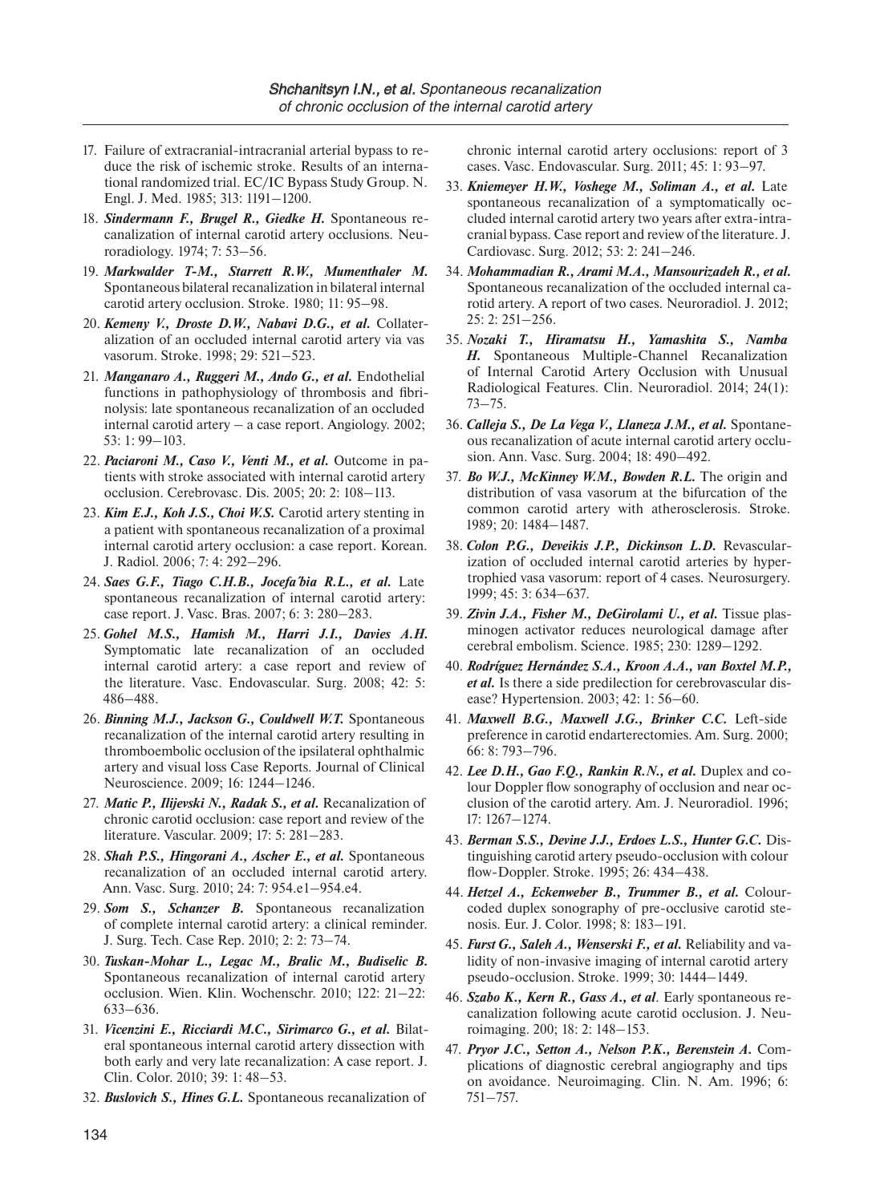17. Failure of extracranial-intracranial arterial bypass to reduce the risk of ischemic stroke. Results of an international randomized trial. EC/IC Bypass Study Group. N. Engl. J. Med. 1985; 313: 1191–1200.
18. ***Sindermann F., Brugel R., Giedke H.*** Spontaneous recanalization of internal carotid artery occlusions. Neuroradiology. 1974; 7: 53–56.
19. ***Markwalder T-M., Starrett R.W., Mumenthaler M.*** Spontaneous bilateral recanalization in bilateral internal carotid artery occlusion. Stroke. 1980; 11: 95–98.
20. ***Kemeny V., Droste D.W., Nabavi D.G., et al.*** Collateralization of an occluded internal carotid artery via vas vasorum. Stroke. 1998; 29: 521–523.
21. ***Manganaro A., Ruggeri M., Ando G., et al.*** Endothelial functions in pathophysiology of thrombosis and fibrinolysis: late spontaneous recanalization of an occluded internal carotid artery – a case report. Angiology. 2002; 53: 1: 99–103.
22. ***Paciaroni M., Caso V., Venti M., et al.*** Outcome in patients with stroke associated with internal carotid artery occlusion. Cerebrovasc. Dis. 2005; 20: 2: 108–113.
23. ***Kim E.J., Koh J.S., Choi W.S.*** Carotid artery stenting in a patient with spontaneous recanalization of a proximal internal carotid artery occlusion: a case report. Korean. J. Radiol. 2006; 7: 4: 292–296.
24. ***Saes G.F., Tiago C.H.B., Jocefa'bia R.L., et al.*** Late spontaneous recanalization of internal carotid artery: case report. J. Vasc. Bras. 2007; 6: 3: 280–283.
25. ***Gohel M.S., Hamish M., Harri J.I., Davies A.H.*** Symptomatic late recanalization of an occluded internal carotid artery: a case report and review of the literature. Vasc. Endovascular. Surg. 2008; 42: 5: 486–488.
26. ***Binning M.J., Jackson G., Couldwell W.T.*** Spontaneous recanalization of the internal carotid artery resulting in thromboembolic occlusion of the ipsilateral ophthalmic artery and visual loss Case Reports. Journal of Clinical Neuroscience. 2009; 16: 1244–1246.
27. ***Matic P., Ilijevski N., Radak S., et al.*** Recanalization of chronic carotid occlusion: case report and review of the literature. Vascular. 2009; 17: 5: 281–283.
28. ***Shah P.S., Hingorani A., Ascher E., et al.*** Spontaneous recanalization of an occluded internal carotid artery. Ann. Vasc. Surg. 2010; 24: 7: 954.e1–954.e4.
29. ***Som S., Schanzer B.*** Spontaneous recanalization of complete internal carotid artery: a clinical reminder. J. Surg. Tech. Case Rep. 2010; 2: 2: 73–74.
30. ***Tuskan-Mohar L., Legac M., Bralic M., Budiselic B.*** Spontaneous recanalization of internal carotid artery occlusion. Wien. Klin. Wochenschr. 2010; 122: 21–22: 633–636.
31. ***Vicenzini E., Ricciardi M.C., Sirimarco G., et al.*** Bilateral spontaneous internal carotid artery dissection with both early and very late recanalization: A case report. J. Clin. Color. 2010; 39: 1: 48–53.
32. ***Buslovich S., Hines G.L.*** Spontaneous recanalization of chronic internal carotid artery occlusions: report of 3 cases. Vasc. Endovascular. Surg. 2011; 45: 1: 93–97.
33. ***Kniemeyer H.W., Voshege M., Soliman A., et al.*** Late spontaneous recanalization of a symptomatically occluded internal carotid artery two years after extra-intracranial bypass. Case report and review of the literature. J. Cardiovasc. Surg. 2012; 53: 2: 241–246.
34. ***Mohammadian R., Arami M.A., Mansourizadeh R., et al.*** Spontaneous recanalization of the occluded internal carotid artery. A report of two cases. Neuroradiol. J. 2012; 25: 2: 251–256.
35. ***Nozaki T., Hiramatsu H., Yamashita S., Namba H.*** Spontaneous Multiple-Channel Recanalization of Internal Carotid Artery Occlusion with Unusual Radiological Features. Clin. Neuroradiol. 2014; 24(1): 73–75.
36. ***Calleja S., De La Vega V., Llaneza J.M., et al.*** Spontaneous recanalization of acute internal carotid artery occlusion. Ann. Vasc. Surg. 2004; 18: 490–492.
37. ***Bo W.J., McKinney W.M., Bowden R.L.*** The origin and distribution of vasa vasorum at the bifurcation of the common carotid artery with atherosclerosis. Stroke. 1989; 20: 1484–1487.
38. ***Colon P.G., Deveikis J.P., Dickinson L.D.*** Revascularization of occluded internal carotid arteries by hypertrophied vasa vasorum: report of 4 cases. Neurosurgery. 1999; 45: 3: 634–637.
39. ***Zivin J.A., Fisher M., DeGirolami U., et al.*** Tissue plasminogen activator reduces neurological damage after cerebral embolism. Science. 1985; 230: 1289–1292.
40. ***Rodríguez Hernández S.A., Kroon A.A., van Boxtel M.P., et al.*** Is there a side predilection for cerebrovascular disease? Hypertension. 2003; 42: 1: 56–60.
41. ***Maxwell B.G., Maxwell J.G., Brinker C.C.*** Left-side preference in carotid endarterectomies. Am. Surg. 2000; 66: 8: 793–796.
42. ***Lee D.H., Gao F.Q., Rankin R.N., et al.*** Duplex and colour Doppler flow sonography of occlusion and near occlusion of the carotid artery. Am. J. Neuroradiol. 1996; 17: 1267–1274.
43. ***Berman S.S., Devine J.J., Erdoes L.S., Hunter G.C.*** Distinguishing carotid artery pseudo-occlusion with colour flow-Doppler. Stroke. 1995; 26: 434–438.
44. ***Hetzel A., Eckenweber B., Trummer B., et al.*** Colour-coded duplex sonography of pre-occlusive carotid stenosis. Eur. J. Color. 1998; 8: 183–191.
45. ***Furst G., Saleh A., Wenserski F., et al.*** Reliability and validity of non-invasive imaging of internal carotid artery pseudo-occlusion. Stroke. 1999; 30: 1444–1449.
46. ***Szabo K., Kern R., Gass A., et al.*** Early spontaneous recanalization following acute carotid occlusion. J. Neuroimaging. 200; 18: 2: 148–153.
47. ***Pryor J.C., Setton A., Nelson P.K., Berenstein A.*** Complications of diagnostic cerebral angiography and tips on avoidance. Neuroimaging. Clin. N. Am. 1996; 6: 751–757.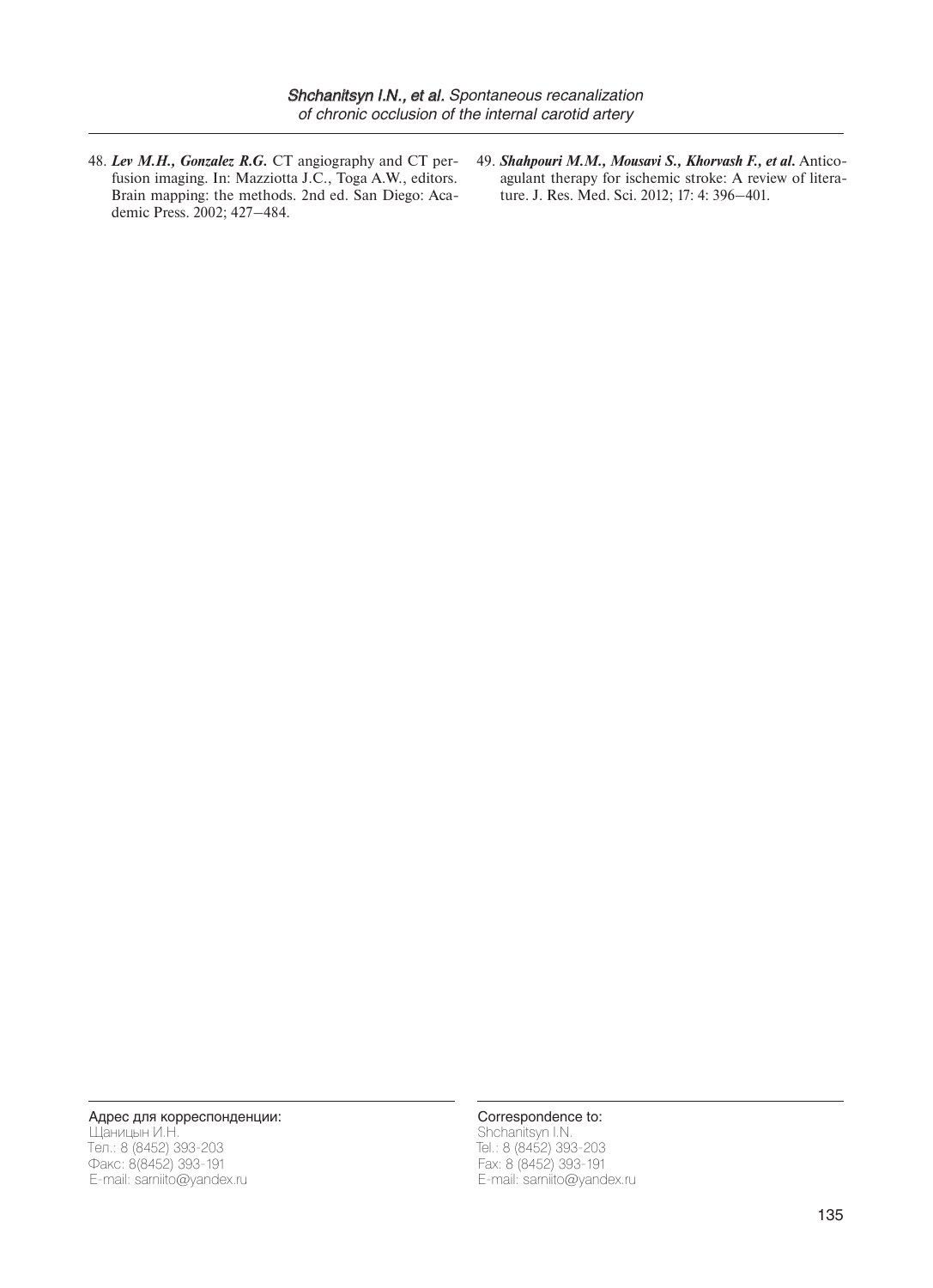48. ***Lev M.H., Gonzalez R.G.*** CT angiography and CT perfusion imaging. In: Mazziotta J.C., Toga A.W., editors. Brain mapping: the methods. 2nd ed. San Diego: Academic Press. 2002; 427–484.

49. ***Shahpouri M.M., Mousavi S., Khorvash F., et al.*** Anticoagulant therapy for ischemic stroke: A review of literature. J. Res. Med. Sci. 2012; 17: 4: 396–401.

Адрес для корреспонденции:
Щаницын И.Н.
Тел.: 8 (8452) 393-203
Факс: 8(8452) 393-191
E-mail: sarniito@yandex.ru

Correspondence to:
Shchanitsyn I.N.
Tel.: 8 (8452) 393-203
Fax: 8 (8452) 393-191
E-mail: sarniito@yandex.ru